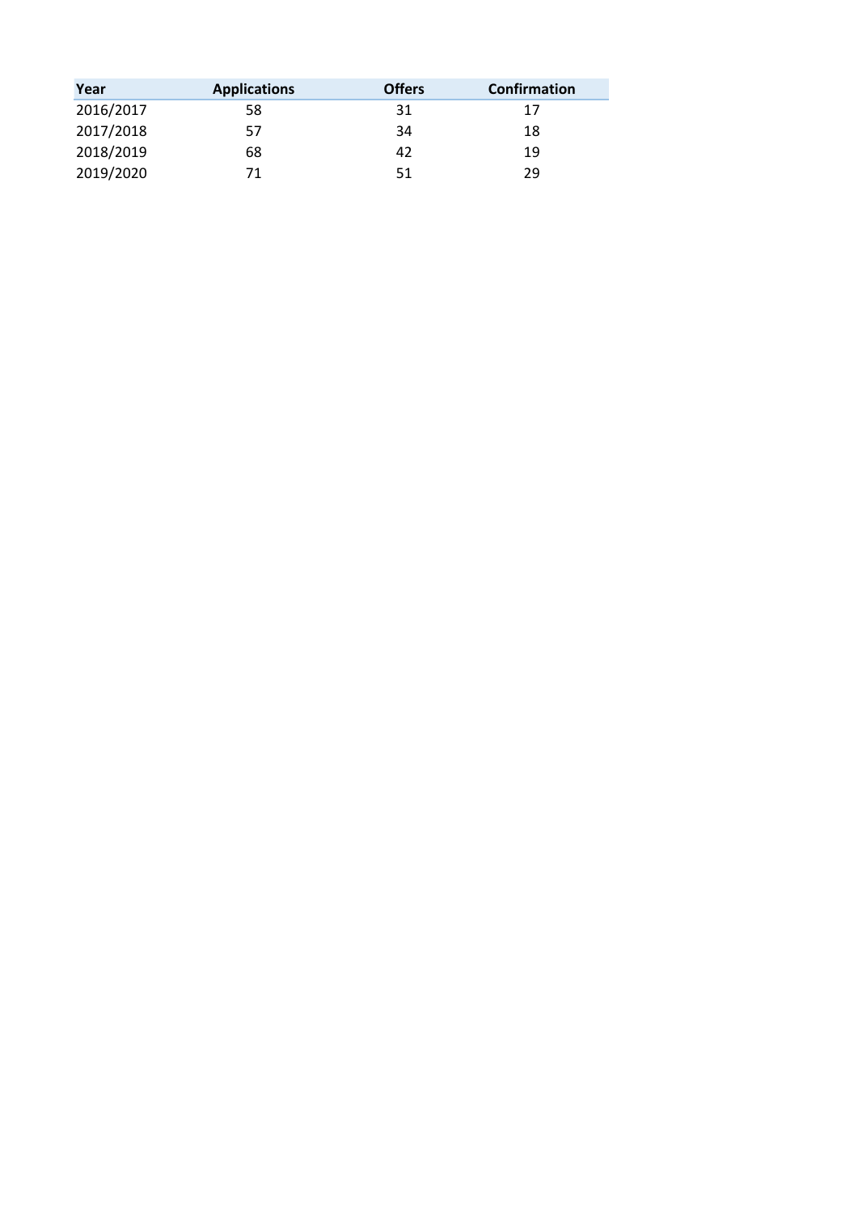| Year | Applications | Offers | Confirmation |
|---|---|---|---|
| 2016/2017 | 58 | 31 | 17 |
| 2017/2018 | 57 | 34 | 18 |
| 2018/2019 | 68 | 42 | 19 |
| 2019/2020 | 71 | 51 | 29 |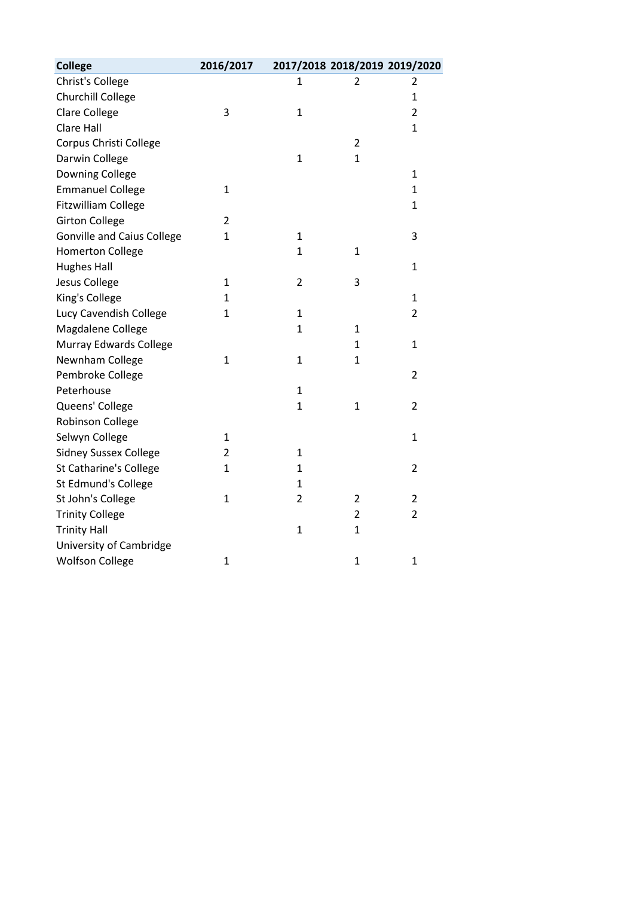| College | 2016/2017 | 2017/2018 | 2018/2019 | 2019/2020 |
|---|---|---|---|---|
| Christ's College | | 1 | 2 | 2 |
| Churchill College | | | | 1 |
| Clare College | 3 | 1 | | 2 |
| Clare Hall | | | | 1 |
| Corpus Christi College | | | 2 | |
| Darwin College | | 1 | 1 | |
| Downing College | | | | 1 |
| Emmanuel College | 1 | | | 1 |
| Fitzwilliam College | | | | 1 |
| Girton College | 2 | | | |
| Gonville and Caius College | 1 | 1 | | 3 |
| Homerton College | | 1 | 1 | |
| Hughes Hall | | | | 1 |
| Jesus College | 1 | 2 | 3 | |
| King's College | 1 | | | 1 |
| Lucy Cavendish College | 1 | 1 | | 2 |
| Magdalene College | | 1 | 1 | |
| Murray Edwards College | | | 1 | 1 |
| Newnham College | 1 | 1 | 1 | |
| Pembroke College | | | | 2 |
| Peterhouse | | 1 | | |
| Queens' College | | 1 | 1 | 2 |
| Robinson College | | | | |
| Selwyn College | 1 | | | 1 |
| Sidney Sussex College | 2 | 1 | | |
| St Catharine's College | 1 | 1 | | 2 |
| St Edmund's College | | 1 | | |
| St John's College | 1 | 2 | 2 | 2 |
| Trinity College | | | 2 | 2 |
| Trinity Hall | | 1 | 1 | |
| University of Cambridge | | | | |
| Wolfson College | 1 | | 1 | 1 |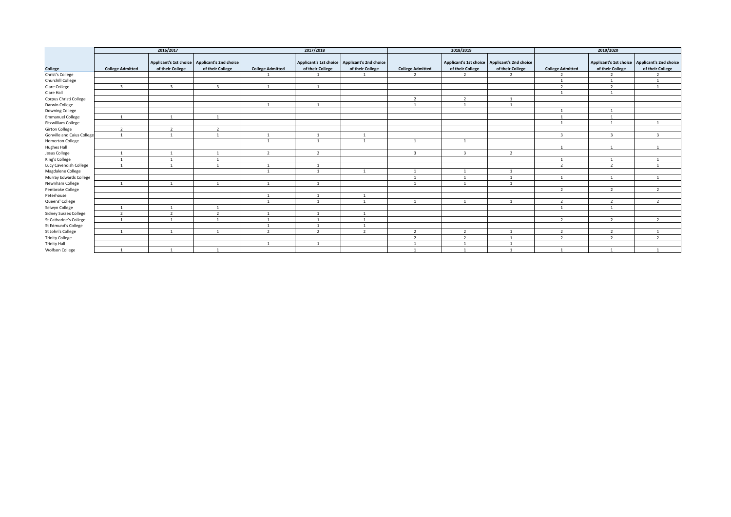| College | 2016/2017 | | | 2017/2018 | | | 2018/2019 | | | 2019/2020 | | |
|---|---|---|---|---|---|---|---|---|---|---|---|---|
| | College Admitted | Applicant's 1st choice of their College | Applicant's 2nd choice of their College | College Admitted | Applicant's 1st choice of their College | Applicant's 2nd choice of their College | College Admitted | Applicant's 1st choice of their College | Applicant's 2nd choice of their College | College Admitted | Applicant's 1st choice of their College | Applicant's 2nd choice of their College |
| Christ's College | | | | 1 | 1 | 1 | 2 | 2 | 2 | 2 | 2 | 2 |
| Churchill College | | | | | | | | | | 1 | 1 | 1 |
| Clare College | 3 | 3 | 3 | 1 | 1 | | | | | 2 | 2 | 1 |
| Clare Hall | | | | | | | | | | 1 | 1 | |
| Corpus Christi College | | | | | | | 2 | 2 | 1 | | | |
| Darwin College | | | | 1 | 1 | | 1 | 1 | 1 | | | |
| Downing College | | | | | | | | | | 1 | 1 | |
| Emmanuel College | 1 | 1 | 1 | | | | | | | 1 | 1 | |
| Fitzwilliam College | | | | | | | | | | 1 | 1 | 1 |
| Girton College | 2 | 2 | 2 | | | | | | | | | |
| Gonville and Caius College | 1 | 1 | 1 | 1 | 1 | 1 | | | | 3 | 3 | 3 |
| Homerton College | | | | 1 | 1 | 1 | 1 | 1 | | | | |
| Hughes Hall | | | | | | | | | | 1 | 1 | 1 |
| Jesus College | 1 | 1 | 1 | 2 | 2 | | 3 | 3 | 2 | | | |
| King's College | 1 | 1 | 1 | | | | | | | 1 | 1 | 1 |
| Lucy Cavendish College | 1 | 1 | 1 | 1 | 1 | | | | | 2 | 2 | 1 |
| Magdalene College | | | | 1 | 1 | 1 | 1 | 1 | 1 | | | |
| Murray Edwards College | | | | | | | 1 | 1 | 1 | 1 | 1 | 1 |
| Newnham College | 1 | 1 | 1 | 1 | 1 | | 1 | 1 | 1 | | | |
| Pembroke College | | | | | | | | | | 2 | 2 | 2 |
| Peterhouse | | | | 1 | 1 | 1 | | | | | | |
| Queens' College | | | | 1 | 1 | 1 | 1 | 1 | 1 | 2 | 2 | 2 |
| Selwyn College | 1 | 1 | 1 | | | | | | | 1 | 1 | |
| Sidney Sussex College | 2 | 2 | 2 | 1 | 1 | 1 | | | | | | |
| St Catharine's College | 1 | 1 | 1 | 1 | 1 | 1 | | | | 2 | 2 | 2 |
| St Edmund's College | | | | 1 | 1 | 1 | | | | | | |
| St John's College | 1 | 1 | 1 | 2 | 2 | 2 | 2 | 2 | 1 | 2 | 2 | 1 |
| Trinity College | | | | | | | 2 | 2 | 1 | 2 | 2 | 2 |
| Trinity Hall | | | | 1 | 1 | | 1 | 1 | 1 | | | |
| Wolfson College | 1 | 1 | 1 | | | | 1 | 1 | 1 | 1 | 1 | 1 |